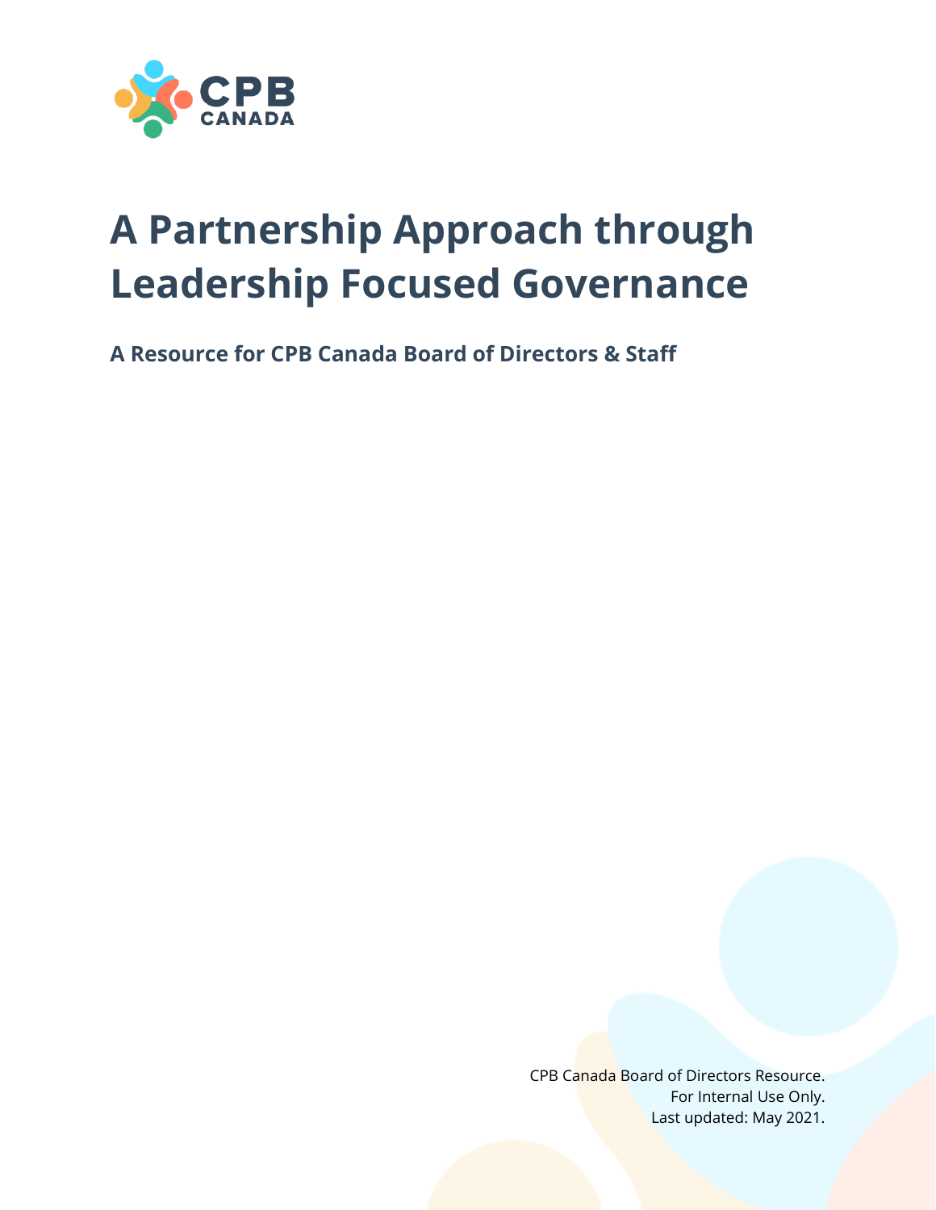CPB CANADA

# A Partnership Approach through Leadership Focused Governance

**A Resource for CPB Canada Board of Directors & Staff**

CPB Canada Board of Directors Resource.
For Internal Use Only.
Last updated: May 2021.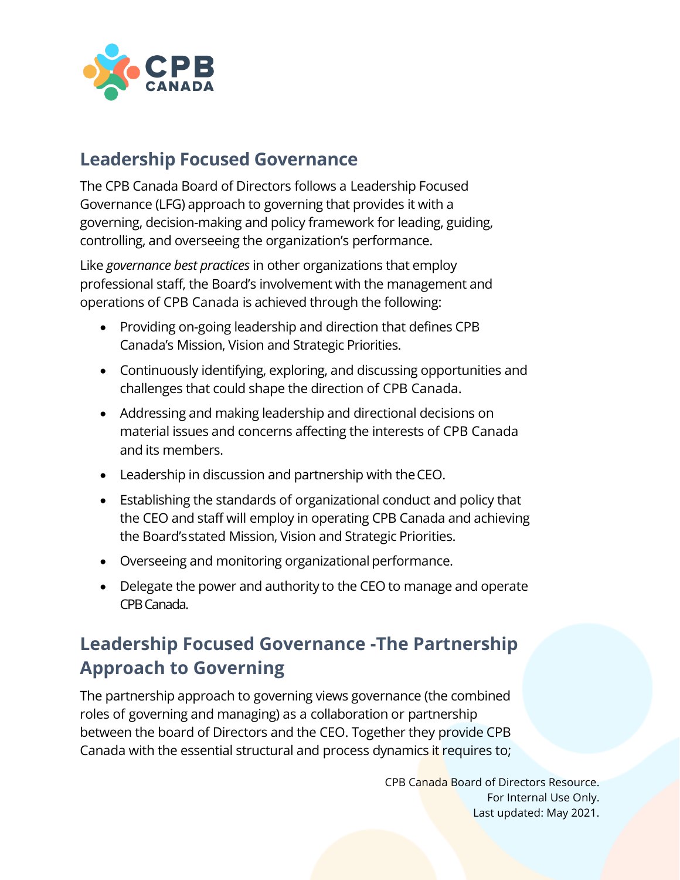## Leadership Focused Governance

The CPB Canada Board of Directors follows a Leadership Focused Governance (LFG) approach to governing that provides it with a governing, decision-making and policy framework for leading, guiding, controlling, and overseeing the organization's performance.

Like *governance best practices* in other organizations that employ professional staff, the Board's involvement with the management and operations of CPB Canada is achieved through the following:

- Providing on-going leadership and direction that defines CPB Canada's Mission, Vision and Strategic Priorities.
- Continuously identifying, exploring, and discussing opportunities and challenges that could shape the direction of CPB Canada.
- Addressing and making leadership and directional decisions on material issues and concerns affecting the interests of CPB Canada and its members.
- Leadership in discussion and partnership with the CEO.
- Establishing the standards of organizational conduct and policy that the CEO and staff will employ in operating CPB Canada and achieving the Board's stated Mission, Vision and Strategic Priorities.
- Overseeing and monitoring organizational performance.
- Delegate the power and authority to the CEO to manage and operate CPB Canada.

## Leadership Focused Governance -The Partnership Approach to Governing

The partnership approach to governing views governance (the combined roles of governing and managing) as a collaboration or partnership between the board of Directors and the CEO. Together they provide CPB Canada with the essential structural and process dynamics it requires to;

CPB Canada Board of Directors Resource.
For Internal Use Only.
Last updated: May 2021.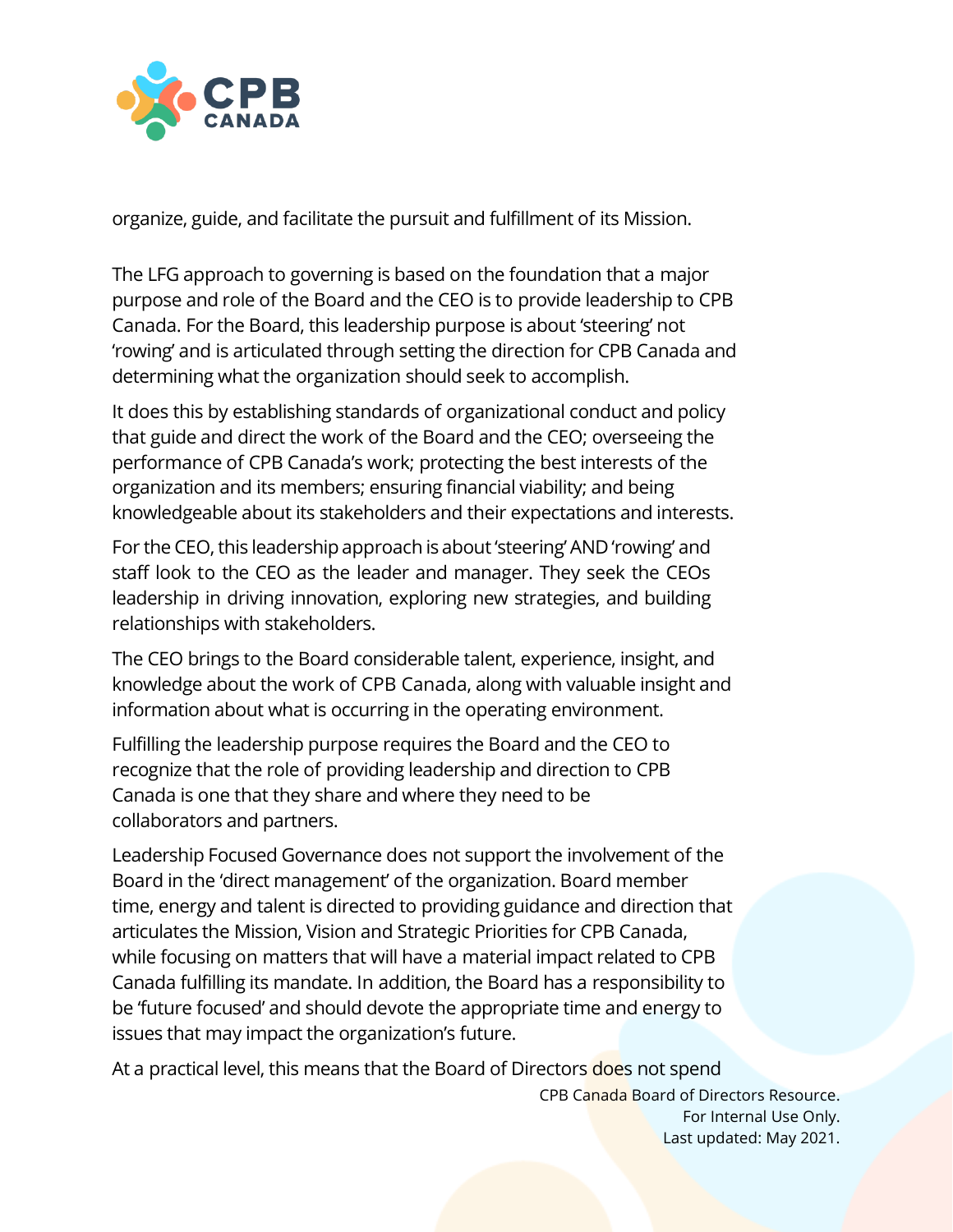organize, guide, and facilitate the pursuit and fulfillment of its Mission.

The LFG approach to governing is based on the foundation that a major purpose and role of the Board and the CEO is to provide leadership to CPB Canada. For the Board, this leadership purpose is about 'steering' not 'rowing' and is articulated through setting the direction for CPB Canada and determining what the organization should seek to accomplish.

It does this by establishing standards of organizational conduct and policy that guide and direct the work of the Board and the CEO; overseeing the performance of CPB Canada's work; protecting the best interests of the organization and its members; ensuring financial viability; and being knowledgeable about its stakeholders and their expectations and interests.

For the CEO, this leadership approach is about 'steering' AND 'rowing' and staff look to the CEO as the leader and manager. They seek the CEOs leadership in driving innovation, exploring new strategies, and building relationships with stakeholders.

The CEO brings to the Board considerable talent, experience, insight, and knowledge about the work of CPB Canada, along with valuable insight and information about what is occurring in the operating environment.

Fulfilling the leadership purpose requires the Board and the CEO to recognize that the role of providing leadership and direction to CPB Canada is one that they share and where they need to be collaborators and partners.

Leadership Focused Governance does not support the involvement of the Board in the 'direct management' of the organization. Board member time, energy and talent is directed to providing guidance and direction that articulates the Mission, Vision and Strategic Priorities for CPB Canada, while focusing on matters that will have a material impact related to CPB Canada fulfilling its mandate. In addition, the Board has a responsibility to be 'future focused' and should devote the appropriate time and energy to issues that may impact the organization's future.

At a practical level, this means that the Board of Directors does not spend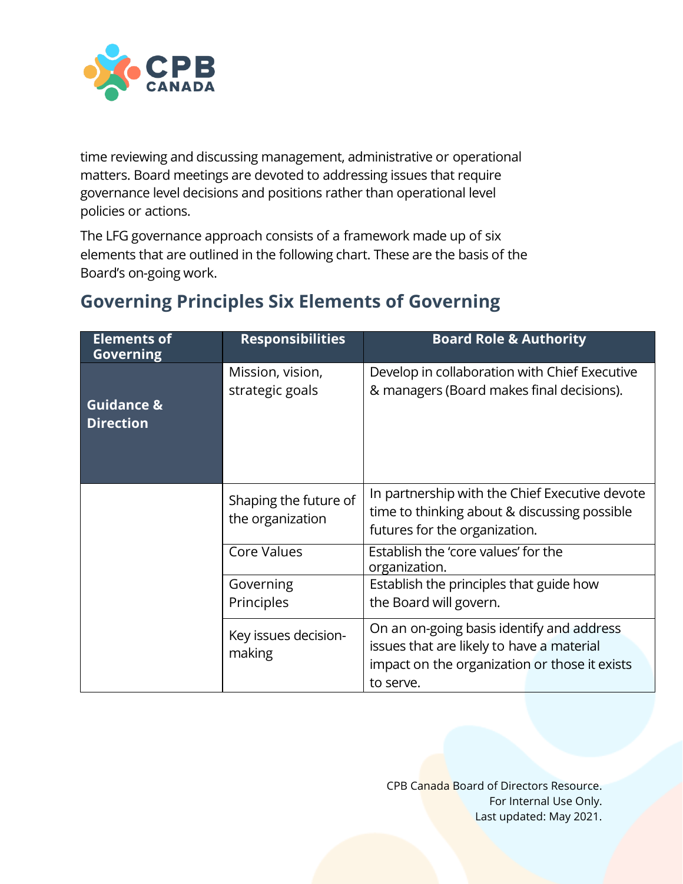time reviewing and discussing management, administrative or operational matters. Board meetings are devoted to addressing issues that require governance level decisions and positions rather than operational level policies or actions.

The LFG governance approach consists of a framework made up of six elements that are outlined in the following chart. These are the basis of the Board's on-going work.

## Governing Principles Six Elements of Governing

| Elements of Governing | Responsibilities | Board Role & Authority |
|---|---|---|
| **Guidance & Direction** | Mission, vision, strategic goals | Develop in collaboration with Chief Executive & managers (Board makes final decisions). |
| | Shaping the future of the organization | In partnership with the Chief Executive devote time to thinking about & discussing possible futures for the organization. |
| | Core Values | Establish the 'core values' for the organization. |
| | Governing Principles | Establish the principles that guide how the Board will govern. |
| | Key issues decision-making | On an on-going basis identify and address issues that are likely to have a material impact on the organization or those it exists to serve. |

CPB Canada Board of Directors Resource.
For Internal Use Only.
Last updated: May 2021.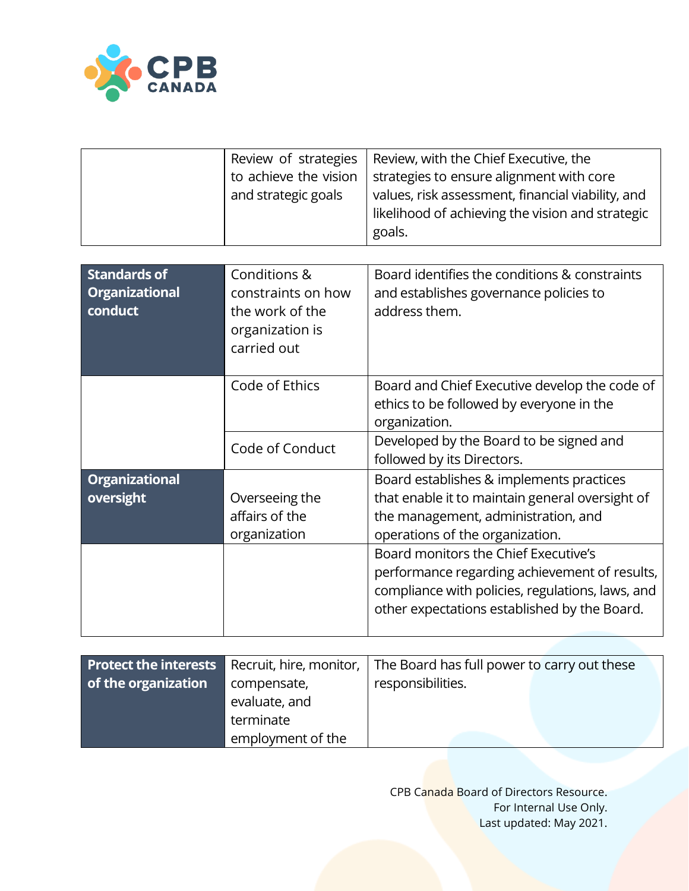| | | |
|---|---|---|
| | Review of strategies to achieve the vision and strategic goals | Review, with the Chief Executive, the strategies to ensure alignment with core values, risk assessment, financial viability, and likelihood of achieving the vision and strategic goals. |

| | | |
|---|---|---|
| **Standards of Organizational conduct** | Conditions & constraints on how the work of the organization is carried out | Board identifies the conditions & constraints and establishes governance policies to address them. |
| | Code of Ethics | Board and Chief Executive develop the code of ethics to be followed by everyone in the organization. |
| | Code of Conduct | Developed by the Board to be signed and followed by its Directors. |
| **Organizational oversight** | Overseeing the affairs of the organization | Board establishes & implements practices that enable it to maintain general oversight of the management, administration, and operations of the organization. |
| | | Board monitors the Chief Executive's performance regarding achievement of results, compliance with policies, regulations, laws, and other expectations established by the Board. |

| | | |
|---|---|---|
| **Protect the interests of the organization** | Recruit, hire, monitor, compensate, evaluate, and terminate employment of the | The Board has full power to carry out these responsibilities. |

CPB Canada Board of Directors Resource.
For Internal Use Only.
Last updated: May 2021.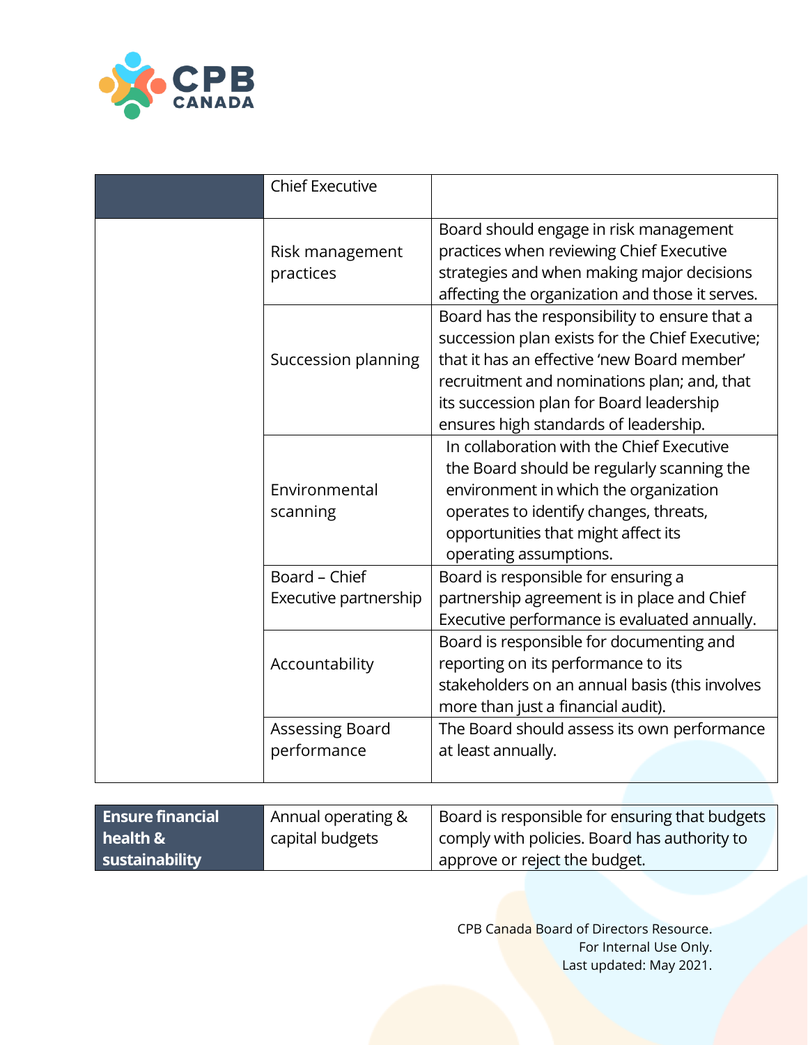| | | |
|---|---|---|
| | Chief Executive | |
| | Risk management practices | Board should engage in risk management practices when reviewing Chief Executive strategies and when making major decisions affecting the organization and those it serves. |
| | Succession planning | Board has the responsibility to ensure that a succession plan exists for the Chief Executive; that it has an effective 'new Board member' recruitment and nominations plan; and, that its succession plan for Board leadership ensures high standards of leadership. |
| | Environmental scanning | In collaboration with the Chief Executive the Board should be regularly scanning the environment in which the organization operates to identify changes, threats, opportunities that might affect its operating assumptions. |
| | Board – Chief Executive partnership | Board is responsible for ensuring a partnership agreement is in place and Chief Executive performance is evaluated annually. |
| | Accountability | Board is responsible for documenting and reporting on its performance to its stakeholders on an annual basis (this involves more than just a financial audit). |
| | Assessing Board performance | The Board should assess its own performance at least annually. |

| | | |
|---|---|---|
| **Ensure financial health & sustainability** | Annual operating & capital budgets | Board is responsible for ensuring that budgets comply with policies. Board has authority to approve or reject the budget. |

CPB Canada Board of Directors Resource.
For Internal Use Only.
Last updated: May 2021.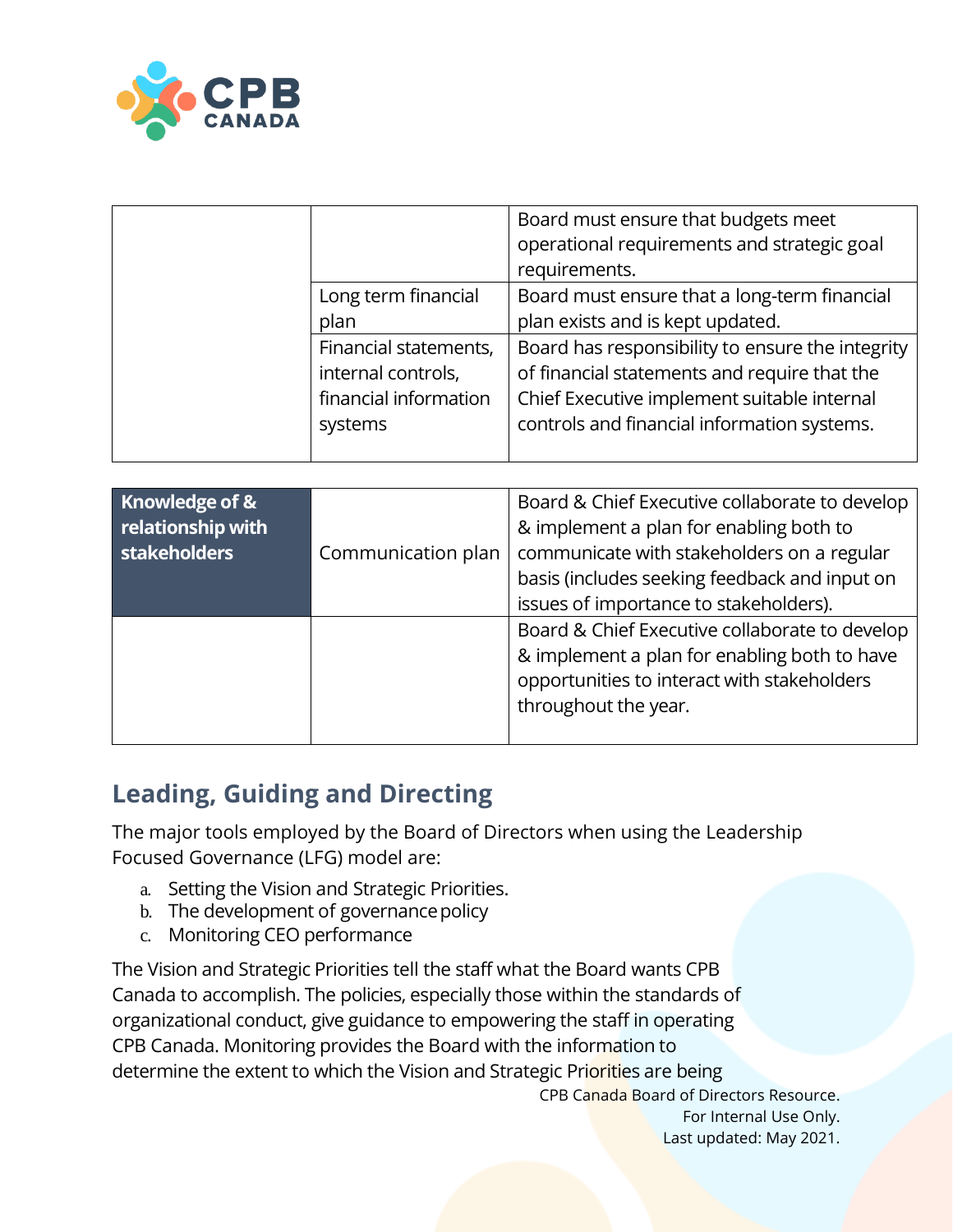| | | |
|---|---|---|
| | | Board must ensure that budgets meet operational requirements and strategic goal requirements. |
| | Long term financial plan | Board must ensure that a long-term financial plan exists and is kept updated. |
| | Financial statements, internal controls, financial information systems | Board has responsibility to ensure the integrity of financial statements and require that the Chief Executive implement suitable internal controls and financial information systems. |

| | | |
|---|---|---|
| **Knowledge of & relationship with stakeholders** | Communication plan | Board & Chief Executive collaborate to develop & implement a plan for enabling both to communicate with stakeholders on a regular basis (includes seeking feedback and input on issues of importance to stakeholders). |
| | | Board & Chief Executive collaborate to develop & implement a plan for enabling both to have opportunities to interact with stakeholders throughout the year. |

## Leading, Guiding and Directing

The major tools employed by the Board of Directors when using the Leadership Focused Governance (LFG) model are:

a. Setting the Vision and Strategic Priorities.
b. The development of governance policy
c. Monitoring CEO performance

The Vision and Strategic Priorities tell the staff what the Board wants CPB Canada to accomplish. The policies, especially those within the standards of organizational conduct, give guidance to empowering the staff in operating CPB Canada. Monitoring provides the Board with the information to determine the extent to which the Vision and Strategic Priorities are being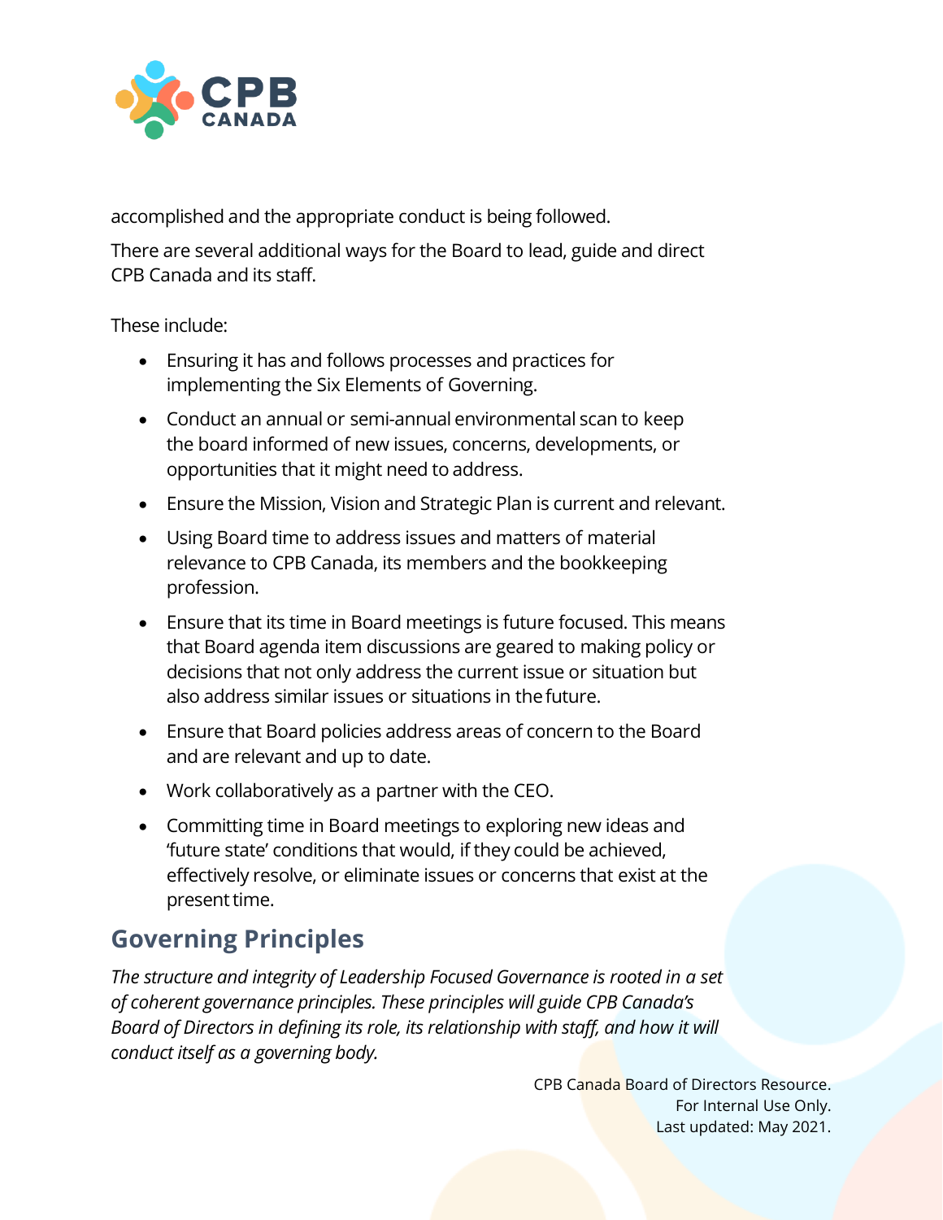accomplished and the appropriate conduct is being followed.

There are several additional ways for the Board to lead, guide and direct CPB Canada and its staff.

These include:

- Ensuring it has and follows processes and practices for implementing the Six Elements of Governing.
- Conduct an annual or semi-annual environmental scan to keep the board informed of new issues, concerns, developments, or opportunities that it might need to address.
- Ensure the Mission, Vision and Strategic Plan is current and relevant.
- Using Board time to address issues and matters of material relevance to CPB Canada, its members and the bookkeeping profession.
- Ensure that its time in Board meetings is future focused. This means that Board agenda item discussions are geared to making policy or decisions that not only address the current issue or situation but also address similar issues or situations in the future.
- Ensure that Board policies address areas of concern to the Board and are relevant and up to date.
- Work collaboratively as a partner with the CEO.
- Committing time in Board meetings to exploring new ideas and 'future state' conditions that would, if they could be achieved, effectively resolve, or eliminate issues or concerns that exist at the present time.

## Governing Principles

*The structure and integrity of Leadership Focused Governance is rooted in a set of coherent governance principles. These principles will guide CPB Canada's Board of Directors in defining its role, its relationship with staff, and how it will conduct itself as a governing body.*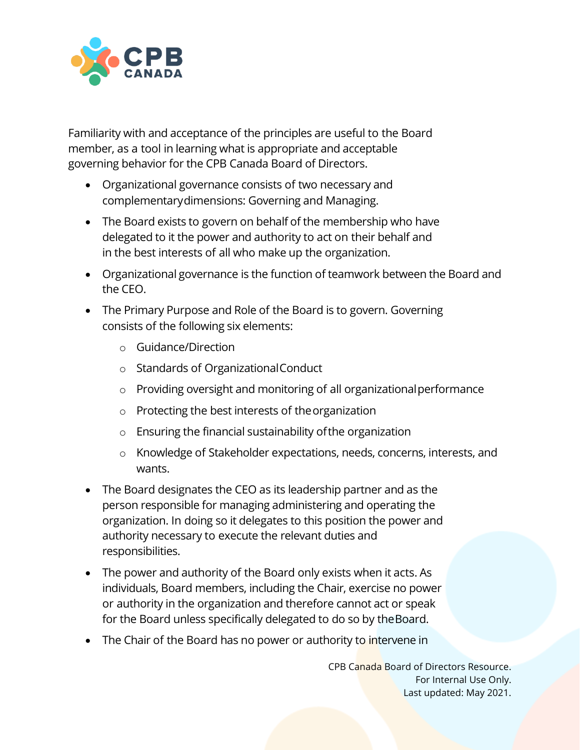Familiarity with and acceptance of the principles are useful to the Board member, as a tool in learning what is appropriate and acceptable governing behavior for the CPB Canada Board of Directors.

- Organizational governance consists of two necessary and complementary dimensions: Governing and Managing.
- The Board exists to govern on behalf of the membership who have delegated to it the power and authority to act on their behalf and in the best interests of all who make up the organization.
- Organizational governance is the function of teamwork between the Board and the CEO.
- The Primary Purpose and Role of the Board is to govern. Governing consists of the following six elements:
  - Guidance/Direction
  - Standards of Organizational Conduct
  - Providing oversight and monitoring of all organizational performance
  - Protecting the best interests of the organization
  - Ensuring the financial sustainability of the organization
  - Knowledge of Stakeholder expectations, needs, concerns, interests, and wants.
- The Board designates the CEO as its leadership partner and as the person responsible for managing administering and operating the organization. In doing so it delegates to this position the power and authority necessary to execute the relevant duties and responsibilities.
- The power and authority of the Board only exists when it acts. As individuals, Board members, including the Chair, exercise no power or authority in the organization and therefore cannot act or speak for the Board unless specifically delegated to do so by the Board.
- The Chair of the Board has no power or authority to intervene in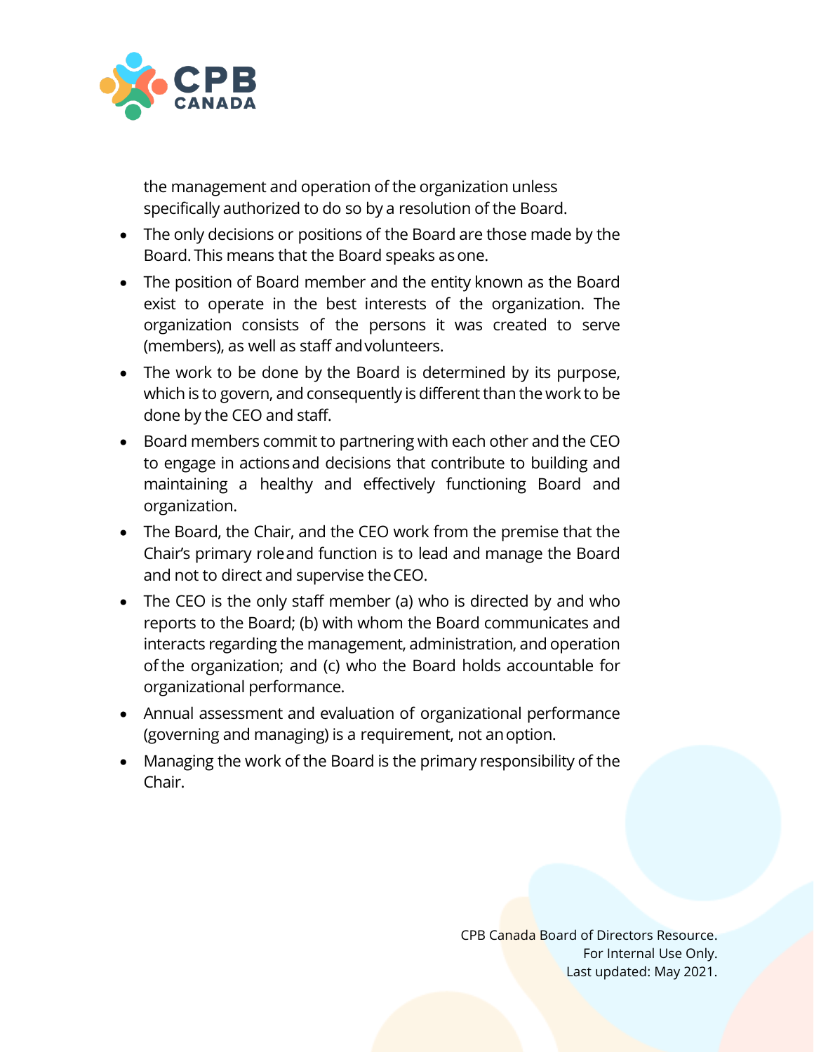the management and operation of the organization unless specifically authorized to do so by a resolution of the Board.

- The only decisions or positions of the Board are those made by the Board. This means that the Board speaks as one.
- The position of Board member and the entity known as the Board exist to operate in the best interests of the organization. The organization consists of the persons it was created to serve (members), as well as staff and volunteers.
- The work to be done by the Board is determined by its purpose, which is to govern, and consequently is different than the work to be done by the CEO and staff.
- Board members commit to partnering with each other and the CEO to engage in actions and decisions that contribute to building and maintaining a healthy and effectively functioning Board and organization.
- The Board, the Chair, and the CEO work from the premise that the Chair's primary role and function is to lead and manage the Board and not to direct and supervise the CEO.
- The CEO is the only staff member (a) who is directed by and who reports to the Board; (b) with whom the Board communicates and interacts regarding the management, administration, and operation of the organization; and (c) who the Board holds accountable for organizational performance.
- Annual assessment and evaluation of organizational performance (governing and managing) is a requirement, not an option.
- Managing the work of the Board is the primary responsibility of the Chair.